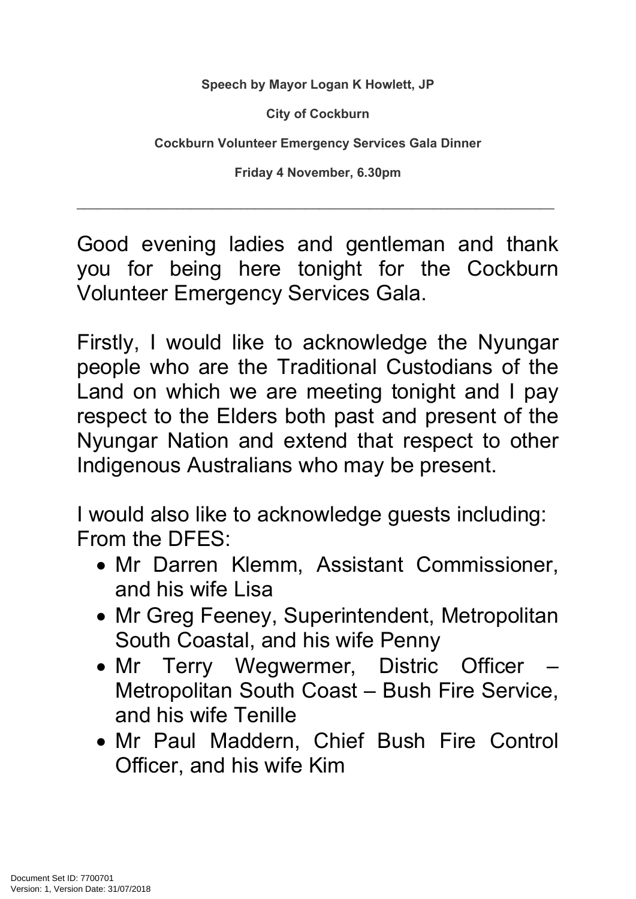**Speech by Mayor Logan K Howlett, JP**

**City of Cockburn**

**Cockburn Volunteer Emergency Services Gala Dinner**

**Friday 4 November, 6.30pm**

---

Good evening ladies and gentleman and thank you for being here tonight for the Cockburn Volunteer Emergency Services Gala.

Firstly, I would like to acknowledge the Nyungar people who are the Traditional Custodians of the Land on which we are meeting tonight and I pay respect to the Elders both past and present of the Nyungar Nation and extend that respect to other Indigenous Australians who may be present.

I would also like to acknowledge guests including:
From the DFES:

- Mr Darren Klemm, Assistant Commissioner, and his wife Lisa
- Mr Greg Feeney, Superintendent, Metropolitan South Coastal, and his wife Penny
- Mr Terry Wegwermer, Distric Officer – Metropolitan South Coast – Bush Fire Service, and his wife Tenille
- Mr Paul Maddern, Chief Bush Fire Control Officer, and his wife Kim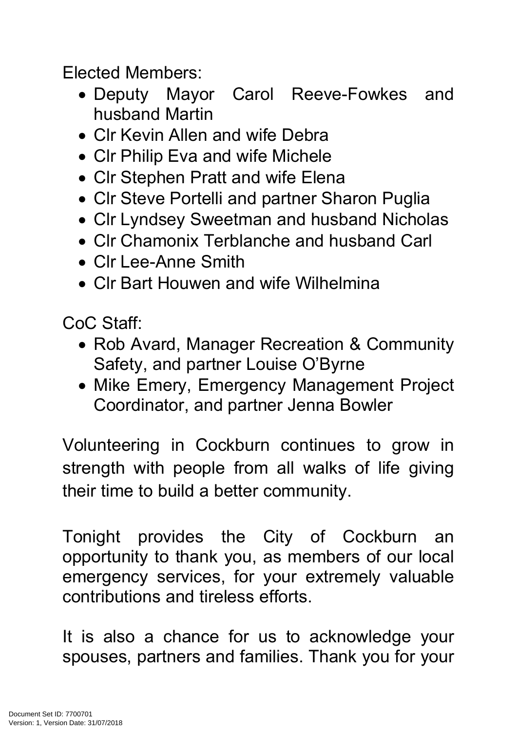Elected Members:

- Deputy Mayor Carol Reeve-Fowkes and husband Martin
- Clr Kevin Allen and wife Debra
- Clr Philip Eva and wife Michele
- Clr Stephen Pratt and wife Elena
- Clr Steve Portelli and partner Sharon Puglia
- Clr Lyndsey Sweetman and husband Nicholas
- Clr Chamonix Terblanche and husband Carl
- Clr Lee-Anne Smith
- Clr Bart Houwen and wife Wilhelmina

CoC Staff:

- Rob Avard, Manager Recreation & Community Safety, and partner Louise O'Byrne
- Mike Emery, Emergency Management Project Coordinator, and partner Jenna Bowler

Volunteering in Cockburn continues to grow in strength with people from all walks of life giving their time to build a better community.

Tonight provides the City of Cockburn an opportunity to thank you, as members of our local emergency services, for your extremely valuable contributions and tireless efforts.

It is also a chance for us to acknowledge your spouses, partners and families. Thank you for your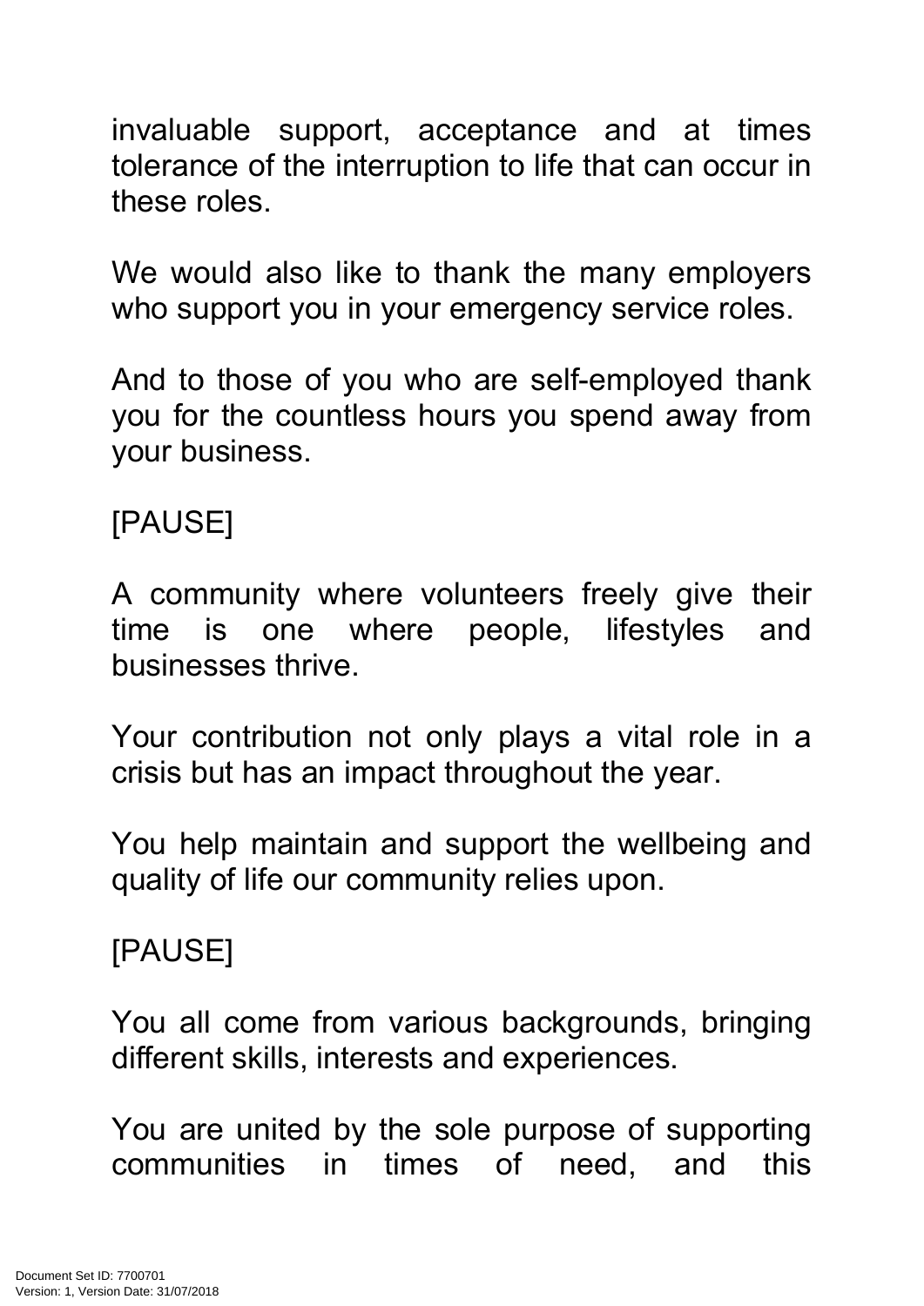invaluable support, acceptance and at times tolerance of the interruption to life that can occur in these roles.

We would also like to thank the many employers who support you in your emergency service roles.

And to those of you who are self-employed thank you for the countless hours you spend away from your business.

[PAUSE]

A community where volunteers freely give their time is one where people, lifestyles and businesses thrive.

Your contribution not only plays a vital role in a crisis but has an impact throughout the year.

You help maintain and support the wellbeing and quality of life our community relies upon.

[PAUSE]

You all come from various backgrounds, bringing different skills, interests and experiences.

You are united by the sole purpose of supporting communities in times of need, and this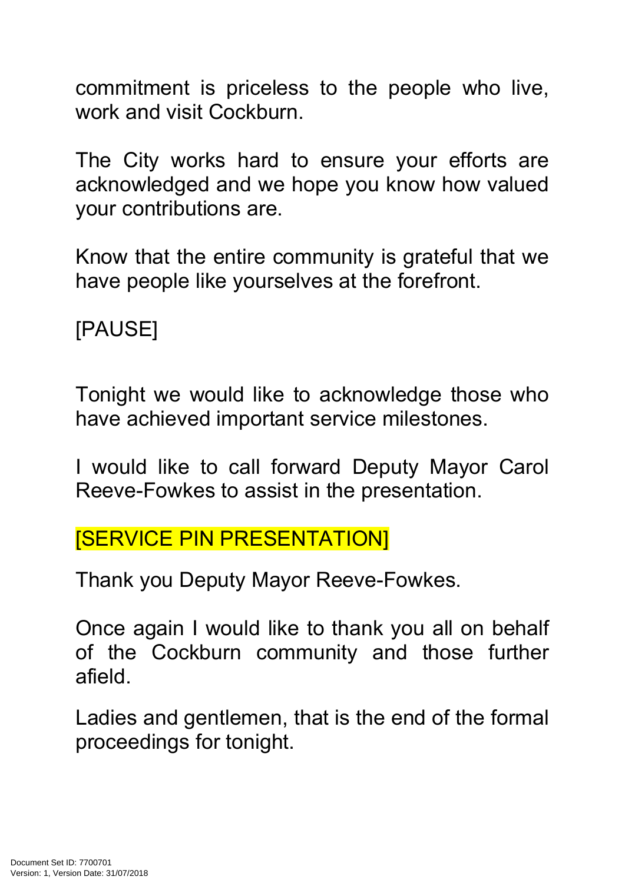commitment is priceless to the people who live, work and visit Cockburn.

The City works hard to ensure your efforts are acknowledged and we hope you know how valued your contributions are.

Know that the entire community is grateful that we have people like yourselves at the forefront.

[PAUSE]

Tonight we would like to acknowledge those who have achieved important service milestones.

I would like to call forward Deputy Mayor Carol Reeve-Fowkes to assist in the presentation.

[SERVICE PIN PRESENTATION]

Thank you Deputy Mayor Reeve-Fowkes.

Once again I would like to thank you all on behalf of the Cockburn community and those further afield.

Ladies and gentlemen, that is the end of the formal proceedings for tonight.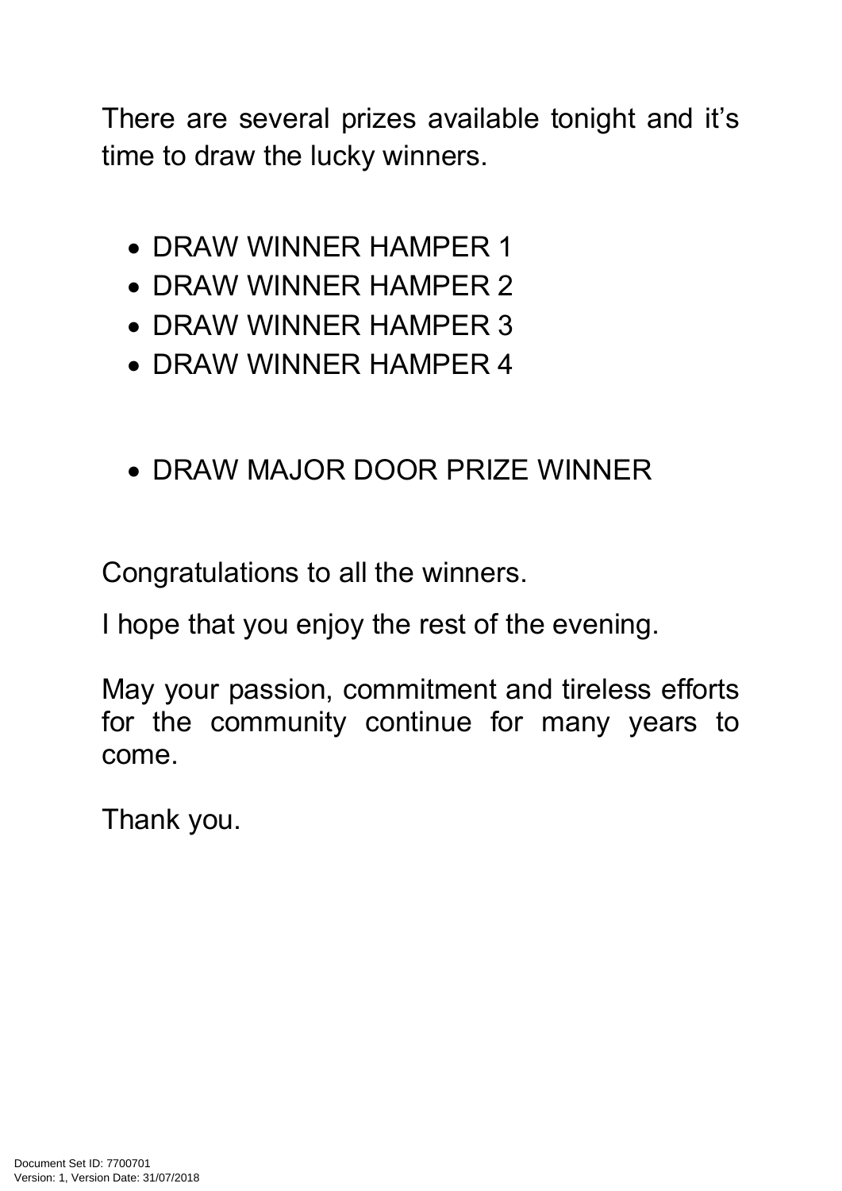There are several prizes available tonight and it's time to draw the lucky winners.

- DRAW WINNER HAMPER 1
- DRAW WINNER HAMPER 2
- DRAW WINNER HAMPER 3
- DRAW WINNER HAMPER 4

- DRAW MAJOR DOOR PRIZE WINNER

Congratulations to all the winners.

I hope that you enjoy the rest of the evening.

May your passion, commitment and tireless efforts for the community continue for many years to come.

Thank you.